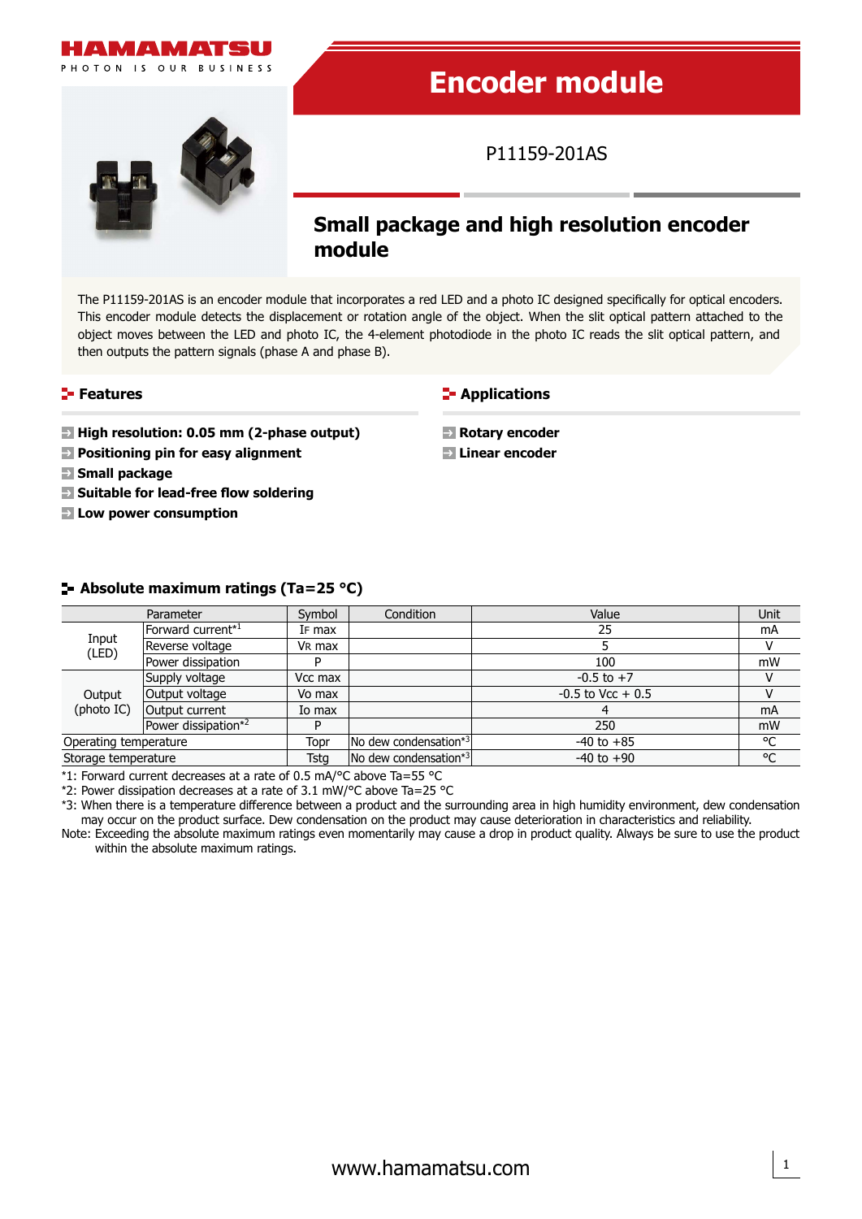HAMAMATSU

PHOTON IS OUR BUSINESS

# Encoder module

P11159-201AS

## Small package and high resolution encoder module

The P11159-201AS is an encoder module that incorporates a red LED and a photo IC designed specifically for optical encoders. This encoder module detects the displacement or rotation angle of the object. When the slit optical pattern attached to the object moves between the LED and photo IC, the 4-element photodiode in the photo IC reads the slit optical pattern, and then outputs the pattern signals (phase A and phase B).

## Features

- **High resolution: 0.05 mm (2-phase output)**
- **Positioning pin for easy alignment**
- **Small package**
- **Suitable for lead-free flow soldering**
- **Low power consumption**

## Applications

- **Rotary encoder**
- **Linear encoder**

## Absolute maximum ratings (Ta=25 °C)

| Parameter | | Symbol | Condition | Value | Unit |
|---|---|---|---|---|---|
| Input (LED) | Forward current*1 | IF max | | 25 | mA |
| | Reverse voltage | VR max | | 5 | V |
| | Power dissipation | P | | 100 | mW |
| Output (photo IC) | Supply voltage | Vcc max | | -0.5 to +7 | V |
| | Output voltage | Vo max | | -0.5 to Vcc + 0.5 | V |
| | Output current | Io max | | 4 | mA |
| | Power dissipation*2 | P | | 250 | mW |
| Operating temperature | | Topr | No dew condensation*3 | -40 to +85 | °C |
| Storage temperature | | Tstg | No dew condensation*3 | -40 to +90 | °C |

*1: Forward current decreases at a rate of 0.5 mA/°C above Ta=55 °C

*2: Power dissipation decreases at a rate of 3.1 mW/°C above Ta=25 °C

*3: When there is a temperature difference between a product and the surrounding area in high humidity environment, dew condensation may occur on the product surface. Dew condensation on the product may cause deterioration in characteristics and reliability.

Note: Exceeding the absolute maximum ratings even momentarily may cause a drop in product quality. Always be sure to use the product within the absolute maximum ratings.

www.hamamatsu.com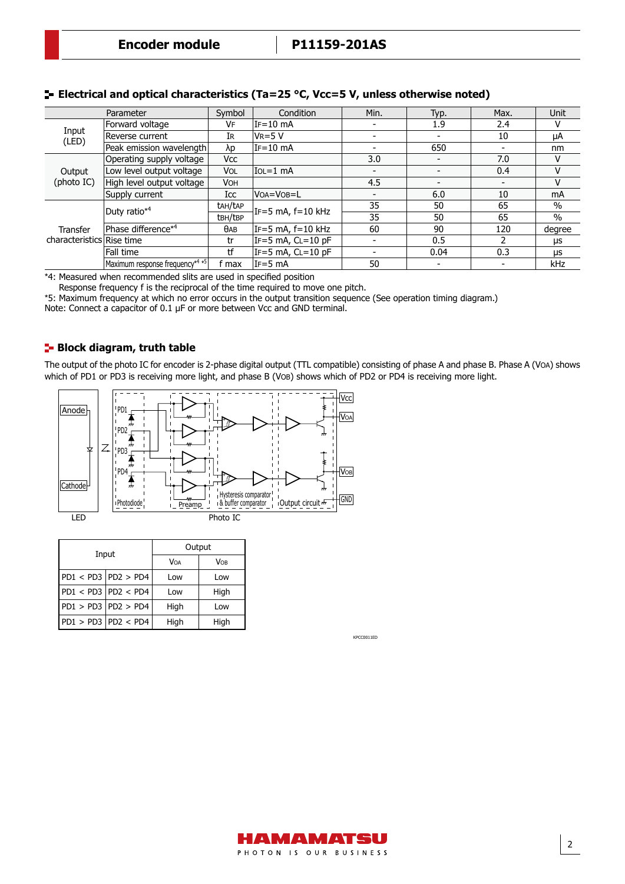## Electrical and optical characteristics (Ta=25 °C, Vcc=5 V, unless otherwise noted)

| Parameter | | Symbol | Condition | Min. | Typ. | Max. | Unit |
|---|---|---|---|---|---|---|---|
| Input (LED) | Forward voltage | $V_F$ | $I_F$=10 mA | - | 1.9 | 2.4 | V |
| | Reverse current | $I_R$ | $V_R$=5 V | - | - | 10 | μA |
| | Peak emission wavelength | λp | $I_F$=10 mA | - | 650 | - | nm |
| Output (photo IC) | Operating supply voltage | Vcc | | 3.0 | - | 7.0 | V |
| | Low level output voltage | $V_{OL}$ | $I_{OL}$=1 mA | - | - | 0.4 | V |
| | High level output voltage | $V_{OH}$ | | 4.5 | - | - | V |
| | Supply current | Icc | $V_{OA}$=$V_{OB}$=L | - | 6.0 | 10 | mA |
| Transfer characteristics | Duty ratio*4 | $t_{AH}/t_{AP}$ | $I_F$=5 mA, f=10 kHz | 35 | 50 | 65 | % |
| | | $t_{BH}/t_{BP}$ | | 35 | 50 | 65 | % |
| | Phase difference*4 | $\theta_{AB}$ | $I_F$=5 mA, f=10 kHz | 60 | 90 | 120 | degree |
| | Rise time | tr | $I_F$=5 mA, $C_L$=10 pF | - | 0.5 | 2 | μs |
| | Fall time | tf | $I_F$=5 mA, $C_L$=10 pF | - | 0.04 | 0.3 | μs |
| | Maximum response frequency*4 *5 | f max | $I_F$=5 mA | 50 | - | - | kHz |

*4: Measured when recommended slits are used in specified position
Response frequency f is the reciprocal of the time required to move one pitch.
*5: Maximum frequency at which no error occurs in the output transition sequence (See operation timing diagram.)
Note: Connect a capacitor of 0.1 μF or more between Vcc and GND terminal.

## Block diagram, truth table

The output of the photo IC for encoder is 2-phase digital output (TTL compatible) consisting of phase A and phase B. Phase A ($V_{OA}$) shows which of PD1 or PD3 is receiving more light, and phase B ($V_{OB}$) shows which of PD2 or PD4 is receiving more light.

| Input | | Output | |
|---|---|---|---|
| | | $V_{OA}$ | $V_{OB}$ |
| PD1 < PD3 | PD2 > PD4 | Low | Low |
| PD1 < PD3 | PD2 < PD4 | Low | High |
| PD1 > PD3 | PD2 > PD4 | High | Low |
| PD1 > PD3 | PD2 < PD4 | High | High |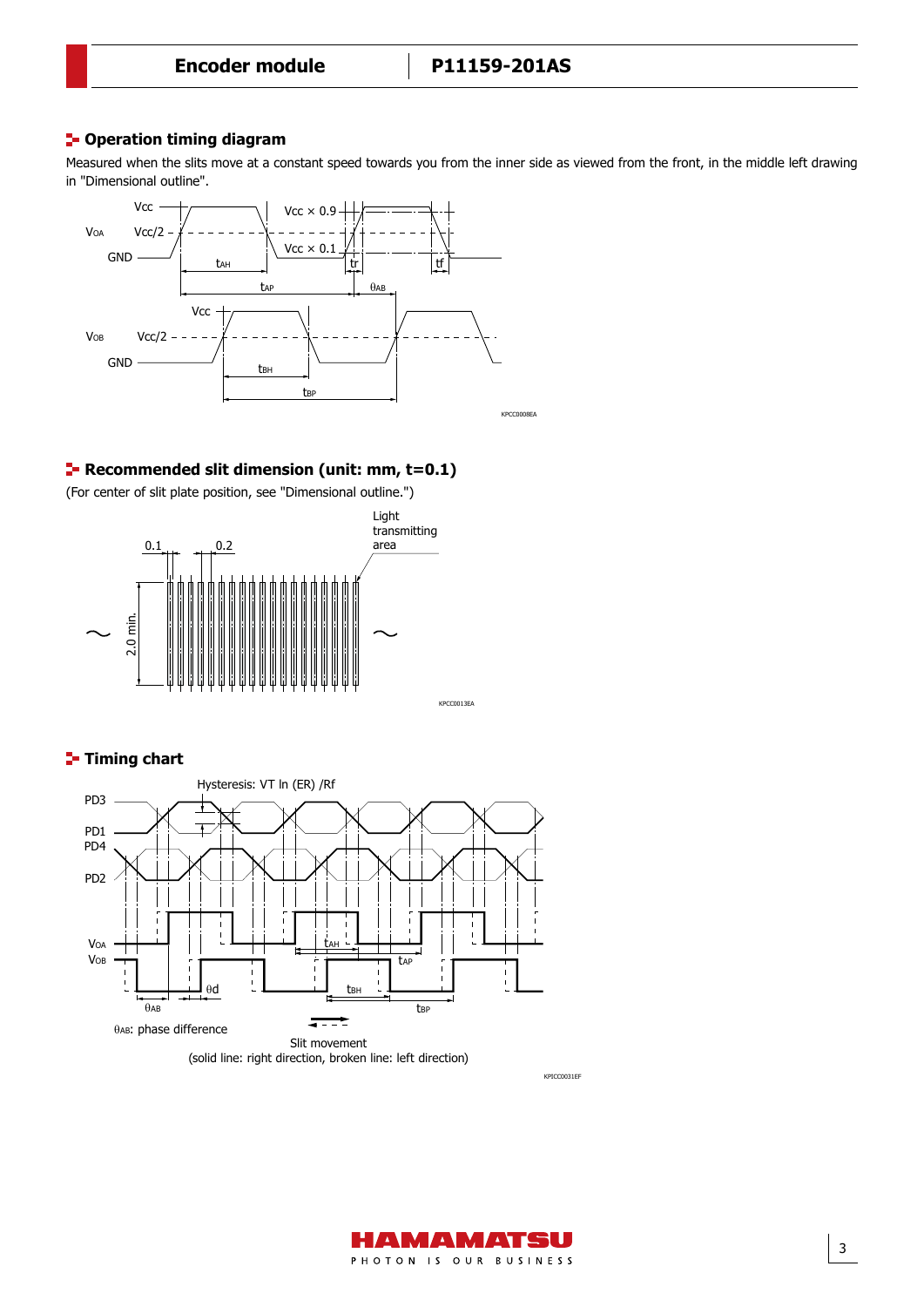## Operation timing diagram

Measured when the slits move at a constant speed towards you from the inner side as viewed from the front, in the middle left drawing in "Dimensional outline".

KPCC0008EA

## Recommended slit dimension (unit: mm, t=0.1)

(For center of slit plate position, see "Dimensional outline.")

KPCC0013EA

## Timing chart

KPICC0031EF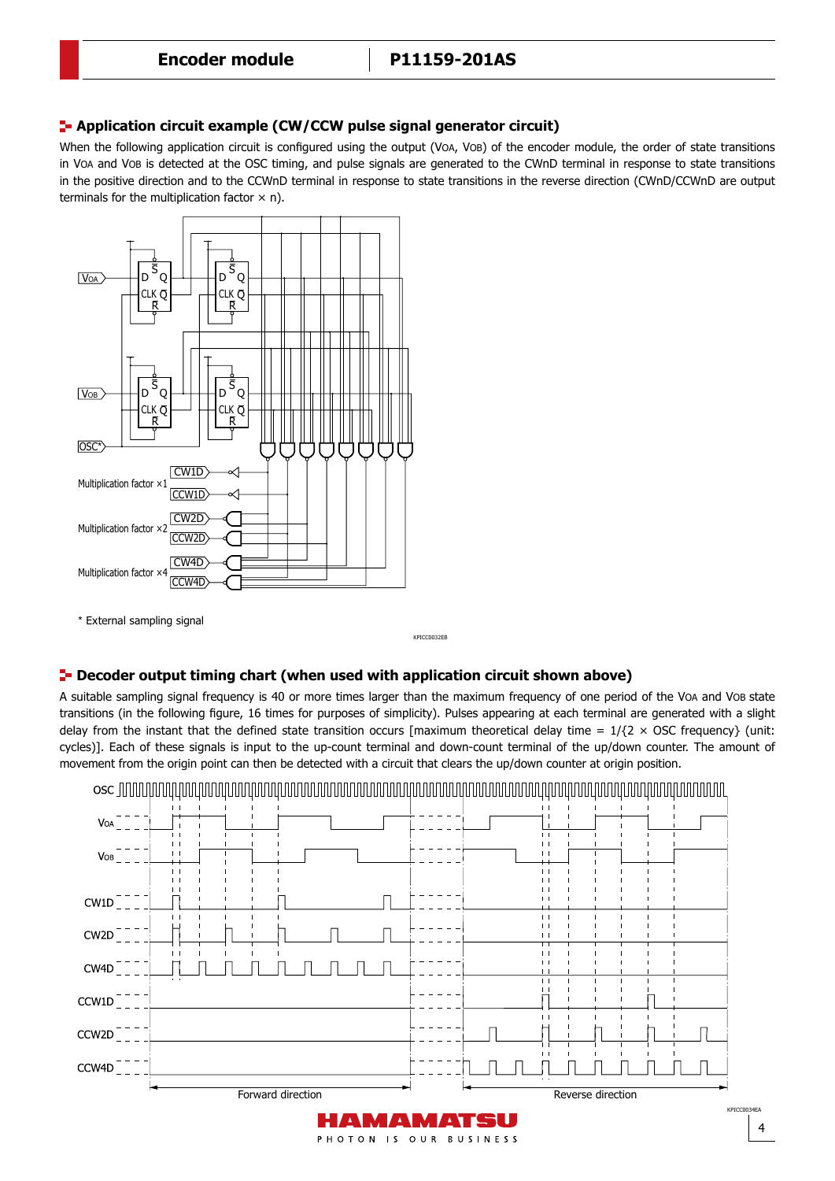## Application circuit example (CW/CCW pulse signal generator circuit)

When the following application circuit is configured using the output ($V_{OA}$, $V_{OB}$) of the encoder module, the order of state transitions in $V_{OA}$ and $V_{OB}$ is detected at the OSC timing, and pulse signals are generated to the CWnD terminal in response to state transitions in the positive direction and to the CCWnD terminal in response to state transitions in the reverse direction (CWnD/CCWnD are output terminals for the multiplication factor × n).

\* External sampling signal

KPICC0032EB

## Decoder output timing chart (when used with application circuit shown above)

A suitable sampling signal frequency is 40 or more times larger than the maximum frequency of one period of the $V_{OA}$ and $V_{OB}$ state transitions (in the following figure, 16 times for purposes of simplicity). Pulses appearing at each terminal are generated with a slight delay from the instant that the defined state transition occurs [maximum theoretical delay time = 1/{2 × OSC frequency} (unit: cycles)]. Each of these signals is input to the up-count terminal and down-count terminal of the up/down counter. The amount of movement from the origin point can then be detected with a circuit that clears the up/down counter at origin position.

KPICC0034EA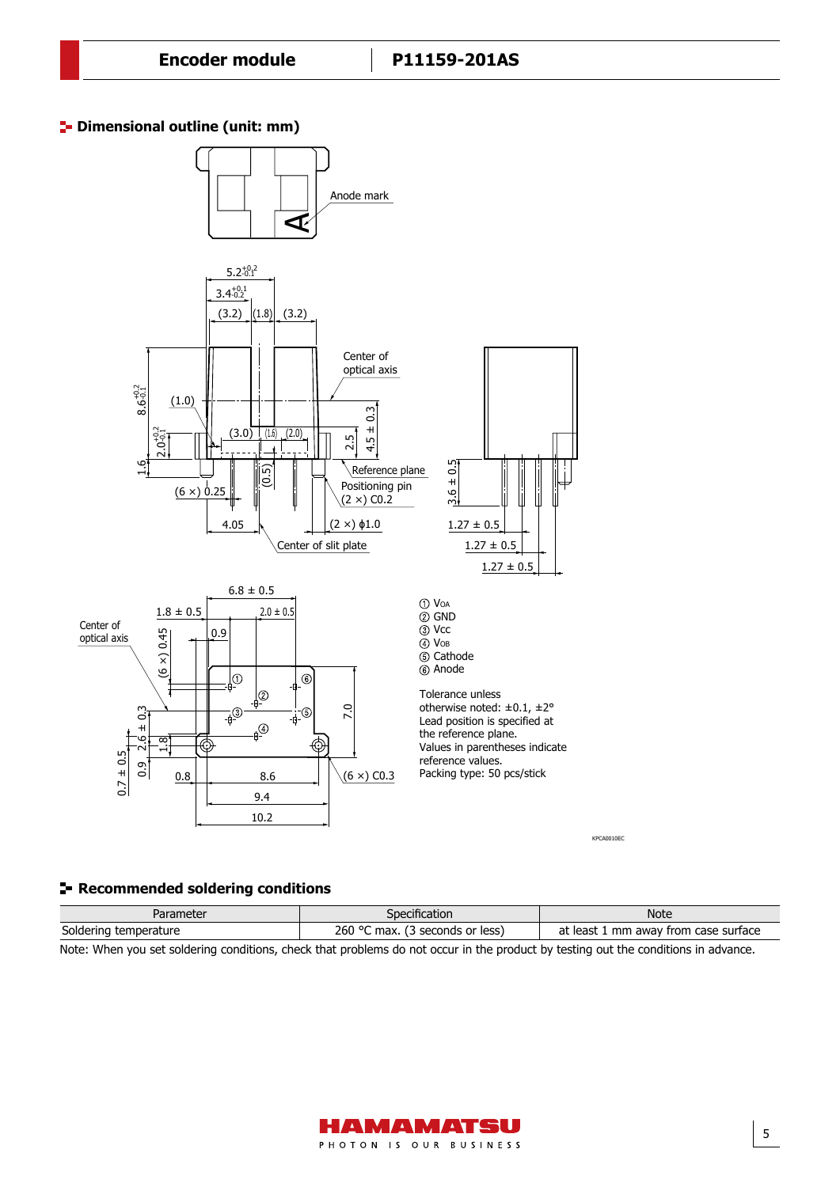## Dimensional outline (unit: mm)

① VOA
② GND
③ Vcc
④ VOB
⑤ Cathode
⑥ Anode

Tolerance unless otherwise noted: ±0.1, ±2°
Lead position is specified at the reference plane.
Values in parentheses indicate reference values.
Packing type: 50 pcs/stick

KPCA0010EC

## Recommended soldering conditions

| Parameter | Specification | Note |
|---|---|---|
| Soldering temperature | 260 °C max. (3 seconds or less) | at least 1 mm away from case surface |

Note: When you set soldering conditions, check that problems do not occur in the product by testing out the conditions in advance.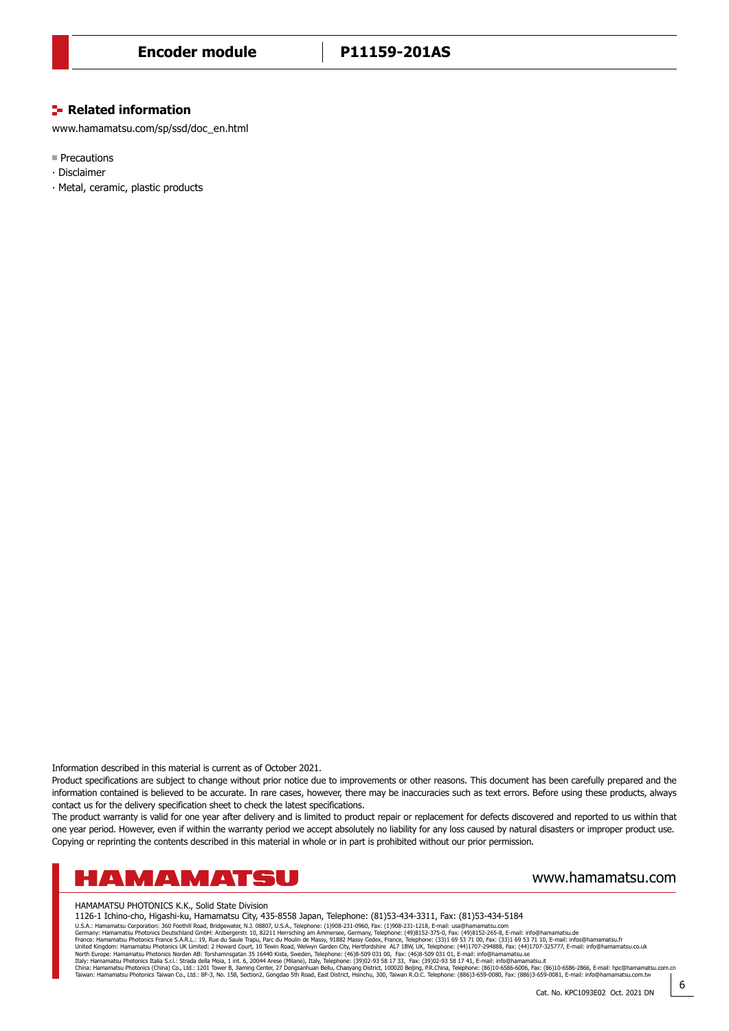## Related information

www.hamamatsu.com/sp/ssd/doc_en.html

- Precautions
- · Disclaimer
- · Metal, ceramic, plastic products

Information described in this material is current as of October 2021.

Product specifications are subject to change without prior notice due to improvements or other reasons. This document has been carefully prepared and the information contained is believed to be accurate. In rare cases, however, there may be inaccuracies such as text errors. Before using these products, always contact us for the delivery specification sheet to check the latest specifications.

The product warranty is valid for one year after delivery and is limited to product repair or replacement for defects discovered and reported to us within that one year period. However, even if within the warranty period we accept absolutely no liability for any loss caused by natural disasters or improper product use.

Copying or reprinting the contents described in this material in whole or in part is prohibited without our prior permission.

HAMAMATSU

www.hamamatsu.com

HAMAMATSU PHOTONICS K.K., Solid State Division

1126-1 Ichino-cho, Higashi-ku, Hamamatsu City, 435-8558 Japan, Telephone: (81)53-434-3311, Fax: (81)53-434-5184

U.S.A.: Hamamatsu Corporation: 360 Foothill Road, Bridgewater, N.J. 08807, U.S.A., Telephone: (1)908-231-0960, Fax: (1)908-231-1218, E-mail: usa@hamamatsu.com
Germany: Hamamatsu Photonics Deutschland GmbH: Arzbergerstr. 10, 82211 Herrsching am Ammersee, Germany, Telephone: (49)8152-375-0, Fax: (49)8152-265-8, E-mail: info@hamamatsu.de
France: Hamamatsu Photonics France S.A.R.L.: 19, Rue du Saule Trapu, Parc du Moulin de Massy, 91882 Massy Cedex, France, Telephone: (33)1 69 53 71 00, Fax: (33)1 69 53 71 10, E-mail: infos@hamamatsu.fr
United Kingdom: Hamamatsu Photonics UK Limited: 2 Howard Court, 10 Tewin Road, Welwyn Garden City, Hertfordshire AL7 1BW, UK, Telephone: (44)1707-294888, Fax: (44)1707-325777, E-mail: info@hamamatsu.co.uk
North Europe: Hamamatsu Photonics Norden AB: Torshamnsgatan 35 16440 Kista, Sweden, Telephone: (46)8-509 031 00, Fax: (46)8-509 031 01, E-mail: info@hamamatsu.se
Italy: Hamamatsu Photonics Italia S.r.l.: Strada della Moia, 1 int. 6, 20044 Arese (Milano), Italy, Telephone: (39)02-93 58 17 33, Fax: (39)02-93 58 17 41, E-mail: info@hamamatsu.it
China: Hamamatsu Photonics (China) Co., Ltd.: 1201 Tower B, Jiaming Center, 27 Dongsanhuan Beilu, Chaoyang District, 100020 Beijing, P.R.China, Telephone: (86)10-6586-6006, Fax: (86)10-6586-2866, E-mail: hpc@hamamatsu.com.cn
Taiwan: Hamamatsu Photonics Taiwan Co., Ltd.: 8F-3, No. 158, Section2, Gongdao 5th Road, East District, Hsinchu, 300, Taiwan R.O.C. Telephone: (886)3-659-0080, Fax: (886)3-659-0081, E-mail: info@hamamatsu.com.tw

Cat. No. KPC1093E02 Oct. 2021 DN